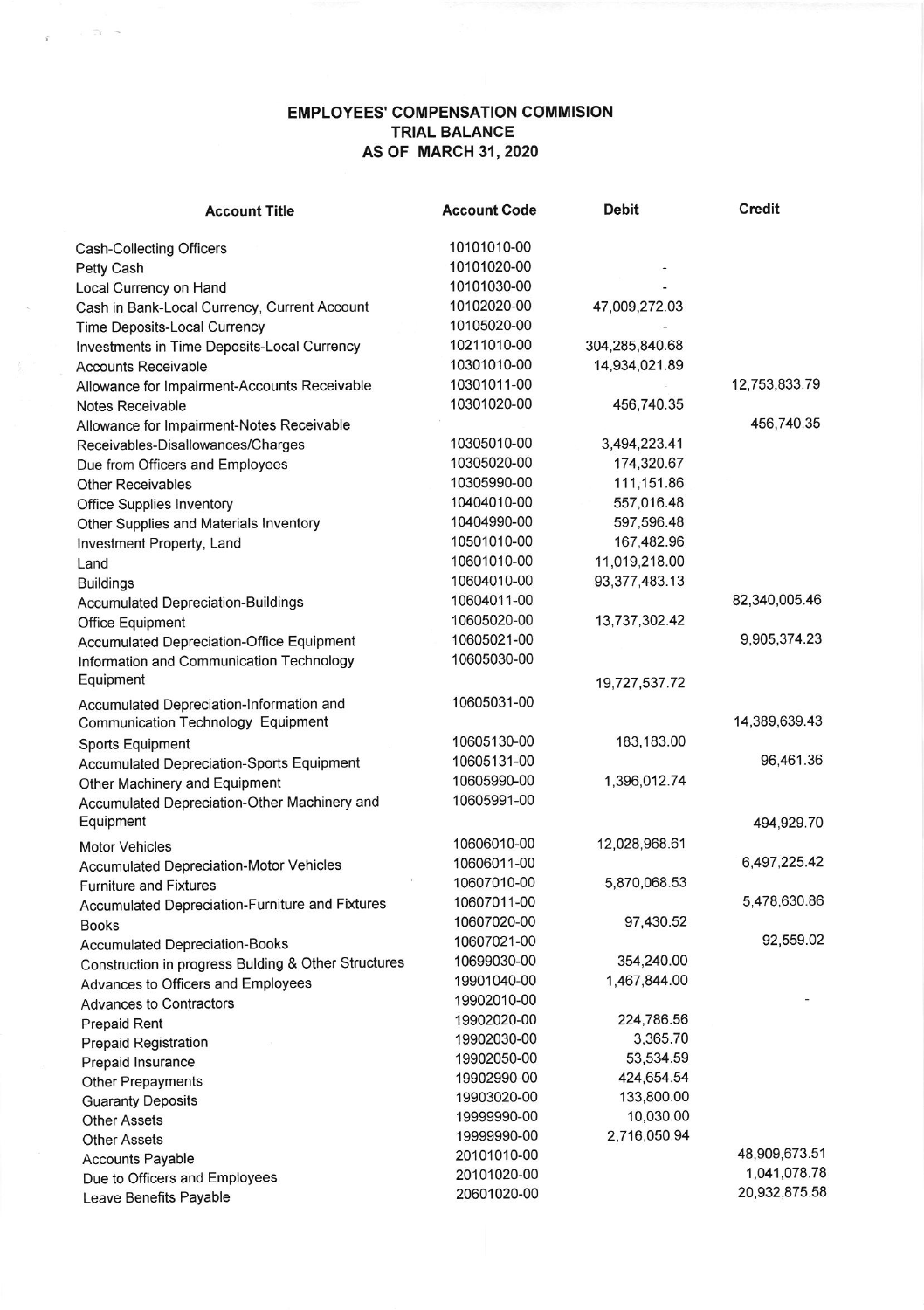**EMPLOYEES' COMPENSATION COMMISION**
**TRIAL BALANCE**
**AS OF MARCH 31, 2020**

| Account Title | Account Code | Debit | Credit |
|---|---|---|---|
| Cash-Collecting Officers | 10101010-00 | | |
| Petty Cash | 10101020-00 | - | |
| Local Currency on Hand | 10101030-00 | - | |
| Cash in Bank-Local Currency, Current Account | 10102020-00 | 47,009,272.03 | |
| Time Deposits-Local Currency | 10105020-00 | - | |
| Investments in Time Deposits-Local Currency | 10211010-00 | 304,285,840.68 | |
| Accounts Receivable | 10301010-00 | 14,934,021.89 | |
| Allowance for Impairment-Accounts Receivable | 10301011-00 | | 12,753,833.79 |
| Notes Receivable | 10301020-00 | 456,740.35 | |
| Allowance for Impairment-Notes Receivable | | | 456,740.35 |
| Receivables-Disallowances/Charges | 10305010-00 | 3,494,223.41 | |
| Due from Officers and Employees | 10305020-00 | 174,320.67 | |
| Other Receivables | 10305990-00 | 111,151.86 | |
| Office Supplies Inventory | 10404010-00 | 557,016.48 | |
| Other Supplies and Materials Inventory | 10404990-00 | 597,596.48 | |
| Investment Property, Land | 10501010-00 | 167,482.96 | |
| Land | 10601010-00 | 11,019,218.00 | |
| Buildings | 10604010-00 | 93,377,483.13 | |
| Accumulated Depreciation-Buildings | 10604011-00 | | 82,340,005.46 |
| Office Equipment | 10605020-00 | 13,737,302.42 | |
| Accumulated Depreciation-Office Equipment | 10605021-00 | | 9,905,374.23 |
| Information and Communication Technology Equipment | 10605030-00 | 19,727,537.72 | |
| Accumulated Depreciation-Information and Communication Technology Equipment | 10605031-00 | | 14,389,639.43 |
| Sports Equipment | 10605130-00 | 183,183.00 | |
| Accumulated Depreciation-Sports Equipment | 10605131-00 | | 96,461.36 |
| Other Machinery and Equipment | 10605990-00 | 1,396,012.74 | |
| Accumulated Depreciation-Other Machinery and Equipment | 10605991-00 | | 494,929.70 |
| Motor Vehicles | 10606010-00 | 12,028,968.61 | |
| Accumulated Depreciation-Motor Vehicles | 10606011-00 | | 6,497,225.42 |
| Furniture and Fixtures | 10607010-00 | 5,870,068.53 | |
| Accumulated Depreciation-Furniture and Fixtures | 10607011-00 | | 5,478,630.86 |
| Books | 10607020-00 | 97,430.52 | |
| Accumulated Depreciation-Books | 10607021-00 | | 92,559.02 |
| Construction in progress Bulding & Other Structures | 10699030-00 | 354,240.00 | |
| Advances to Officers and Employees | 19901040-00 | 1,467,844.00 | |
| Advances to Contractors | 19902010-00 | | - |
| Prepaid Rent | 19902020-00 | 224,786.56 | |
| Prepaid Registration | 19902030-00 | 3,365.70 | |
| Prepaid Insurance | 19902050-00 | 53,534.59 | |
| Other Prepayments | 19902990-00 | 424,654.54 | |
| Guaranty Deposits | 19903020-00 | 133,800.00 | |
| Other Assets | 19999990-00 | 10,030.00 | |
| Other Assets | 19999990-00 | 2,716,050.94 | |
| Accounts Payable | 20101010-00 | | 48,909,673.51 |
| Due to Officers and Employees | 20101020-00 | | 1,041,078.78 |
| Leave Benefits Payable | 20601020-00 | | 20,932,875.58 |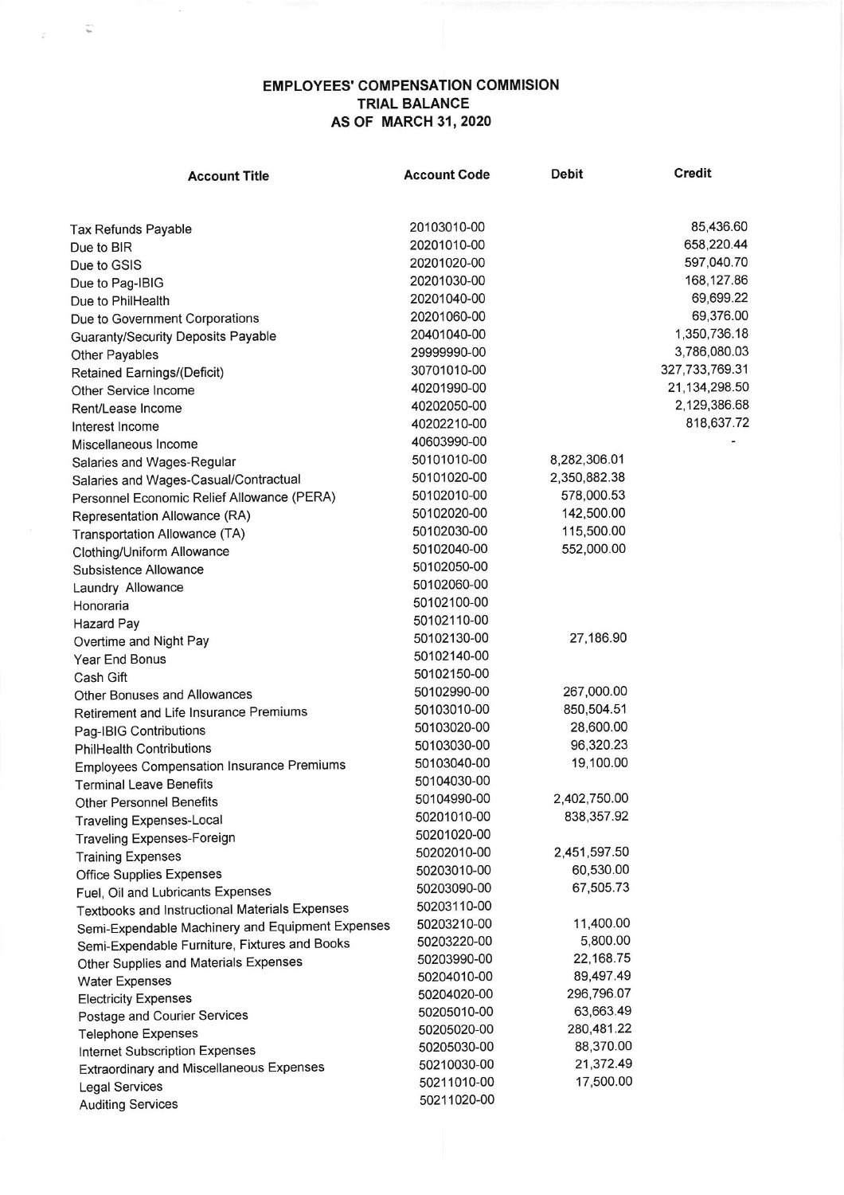# EMPLOYEES' COMPENSATION COMMISION
## TRIAL BALANCE
## AS OF MARCH 31, 2020

| Account Title | Account Code | Debit | Credit |
|---|---|---|---|
| Tax Refunds Payable | 20103010-00 | | 85,436.60 |
| Due to BIR | 20201010-00 | | 658,220.44 |
| Due to GSIS | 20201020-00 | | 597,040.70 |
| Due to Pag-IBIG | 20201030-00 | | 168,127.86 |
| Due to PhilHealth | 20201040-00 | | 69,699.22 |
| Due to Government Corporations | 20201060-00 | | 69,376.00 |
| Guaranty/Security Deposits Payable | 20401040-00 | | 1,350,736.18 |
| Other Payables | 29999990-00 | | 3,786,080.03 |
| Retained Earnings/(Deficit) | 30701010-00 | | 327,733,769.31 |
| Other Service Income | 40201990-00 | | 21,134,298.50 |
| Rent/Lease Income | 40202050-00 | | 2,129,386.68 |
| Interest Income | 40202210-00 | | 818,637.72 |
| Miscellaneous Income | 40603990-00 | | - |
| Salaries and Wages-Regular | 50101010-00 | 8,282,306.01 | |
| Salaries and Wages-Casual/Contractual | 50101020-00 | 2,350,882.38 | |
| Personnel Economic Relief Allowance (PERA) | 50102010-00 | 578,000.53 | |
| Representation Allowance (RA) | 50102020-00 | 142,500.00 | |
| Transportation Allowance (TA) | 50102030-00 | 115,500.00 | |
| Clothing/Uniform Allowance | 50102040-00 | 552,000.00 | |
| Subsistence Allowance | 50102050-00 | | |
| Laundry Allowance | 50102060-00 | | |
| Honoraria | 50102100-00 | | |
| Hazard Pay | 50102110-00 | | |
| Overtime and Night Pay | 50102130-00 | 27,186.90 | |
| Year End Bonus | 50102140-00 | | |
| Cash Gift | 50102150-00 | | |
| Other Bonuses and Allowances | 50102990-00 | 267,000.00 | |
| Retirement and Life Insurance Premiums | 50103010-00 | 850,504.51 | |
| Pag-IBIG Contributions | 50103020-00 | 28,600.00 | |
| PhilHealth Contributions | 50103030-00 | 96,320.23 | |
| Employees Compensation Insurance Premiums | 50103040-00 | 19,100.00 | |
| Terminal Leave Benefits | 50104030-00 | | |
| Other Personnel Benefits | 50104990-00 | 2,402,750.00 | |
| Traveling Expenses-Local | 50201010-00 | 838,357.92 | |
| Traveling Expenses-Foreign | 50201020-00 | | |
| Training Expenses | 50202010-00 | 2,451,597.50 | |
| Office Supplies Expenses | 50203010-00 | 60,530.00 | |
| Fuel, Oil and Lubricants Expenses | 50203090-00 | 67,505.73 | |
| Textbooks and Instructional Materials Expenses | 50203110-00 | | |
| Semi-Expendable Machinery and Equipment Expenses | 50203210-00 | 11,400.00 | |
| Semi-Expendable Furniture, Fixtures and Books | 50203220-00 | 5,800.00 | |
| Other Supplies and Materials Expenses | 50203990-00 | 22,168.75 | |
| Water Expenses | 50204010-00 | 89,497.49 | |
| Electricity Expenses | 50204020-00 | 296,796.07 | |
| Postage and Courier Services | 50205010-00 | 63,663.49 | |
| Telephone Expenses | 50205020-00 | 280,481.22 | |
| Internet Subscription Expenses | 50205030-00 | 88,370.00 | |
| Extraordinary and Miscellaneous Expenses | 50210030-00 | 21,372.49 | |
| Legal Services | 50211010-00 | 17,500.00 | |
| Auditing Services | 50211020-00 | | |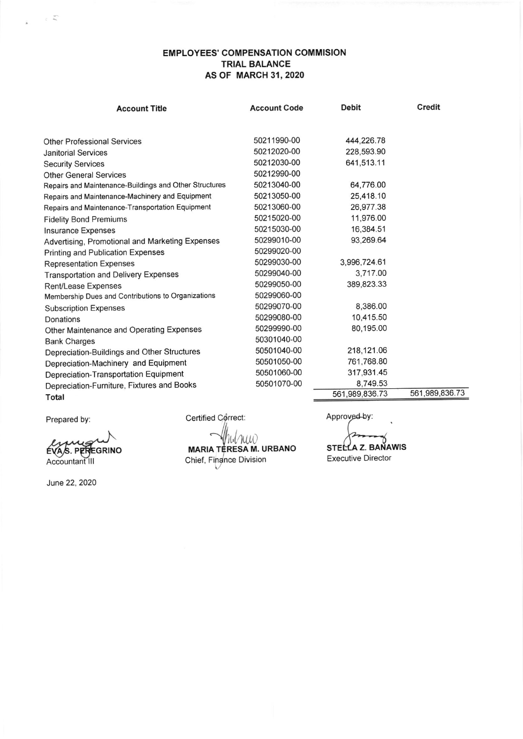**EMPLOYEES' COMPENSATION COMMISION**
**TRIAL BALANCE**
**AS OF MARCH 31, 2020**

| Account Title | Account Code | Debit | Credit |
|---|---|---|---|
| Other Professional Services | 50211990-00 | 444,226.78 | |
| Janitorial Services | 50212020-00 | 228,593.90 | |
| Security Services | 50212030-00 | 641,513.11 | |
| Other General Services | 50212990-00 | | |
| Repairs and Maintenance-Buildings and Other Structures | 50213040-00 | 64,776.00 | |
| Repairs and Maintenance-Machinery and Equipment | 50213050-00 | 25,418.10 | |
| Repairs and Maintenance-Transportation Equipment | 50213060-00 | 26,977.38 | |
| Fidelity Bond Premiums | 50215020-00 | 11,976.00 | |
| Insurance Expenses | 50215030-00 | 16,384.51 | |
| Advertising, Promotional and Marketing Expenses | 50299010-00 | 93,269.64 | |
| Printing and Publication Expenses | 50299020-00 | | |
| Representation Expenses | 50299030-00 | 3,996,724.61 | |
| Transportation and Delivery Expenses | 50299040-00 | 3,717.00 | |
| Rent/Lease Expenses | 50299050-00 | 389,823.33 | |
| Membership Dues and Contributions to Organizations | 50299060-00 | | |
| Subscription Expenses | 50299070-00 | 8,386.00 | |
| Donations | 50299080-00 | 10,415.50 | |
| Other Maintenance and Operating Expenses | 50299990-00 | 80,195.00 | |
| Bank Charges | 50301040-00 | | |
| Depreciation-Buildings and Other Structures | 50501040-00 | 218,121.06 | |
| Depreciation-Machinery and Equipment | 50501050-00 | 761,768.80 | |
| Depreciation-Transportation Equipment | 50501060-00 | 317,931.45 | |
| Depreciation-Furniture, Fixtures and Books | 50501070-00 | 8,749.53 | |
| **Total** | | 561,989,836.73 | 561,989,836.73 |

Prepared by:

EVA S. PEREGRINO
Accountant III

Certified Correct:

**MARIA TERESA M. URBANO**
Chief, Finance Division

Approved by:

**STELLA Z. BANAWIS**
Executive Director

June 22, 2020